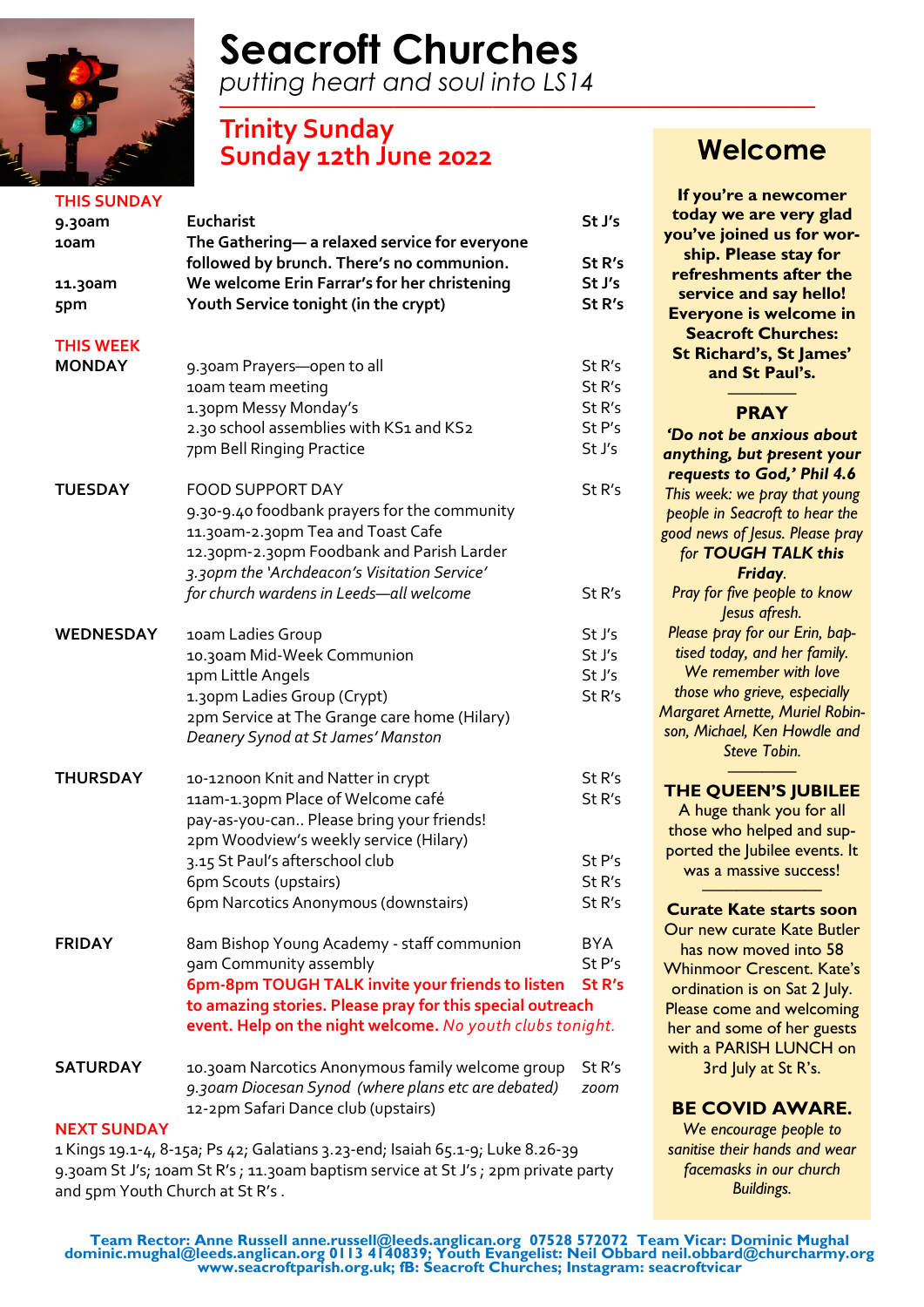# Seacroft Churches

*putting heart and soul into LS14*

## Trinity Sunday
## Sunday 12th June 2022

### THIS SUNDAY

| | | |
|---|---|---|
| **9.30am** | **Eucharist** | **St J's** |
| **10am** | **The Gathering— a relaxed service for everyone followed by brunch. There's no communion.** | **St R's** |
| **11.30am** | **We welcome Erin Farrar's for her christening** | **St J's** |
| **5pm** | **Youth Service tonight (in the crypt)** | **St R's** |

### THIS WEEK

| | | |
|---|---|---|
| **MONDAY** | 9.30am Prayers—open to all | St R's |
| | 10am team meeting | St R's |
| | 1.30pm Messy Monday's | St R's |
| | 2.30 school assemblies with KS1 and KS2 | St P's |
| | 7pm Bell Ringing Practice | St J's |
| **TUESDAY** | FOOD SUPPORT DAY | St R's |
| | 9.30-9.40 foodbank prayers for the community | |
| | 11.30am-2.30pm Tea and Toast Cafe | |
| | 12.30pm-2.30pm Foodbank and Parish Larder | |
| | *3.30pm the 'Archdeacon's Visitation Service' for church wardens in Leeds—all welcome* | St R's |
| **WEDNESDAY** | 10am Ladies Group | St J's |
| | 10.30am Mid-Week Communion | St J's |
| | 1pm Little Angels | St J's |
| | 1.30pm Ladies Group (Crypt) | St R's |
| | 2pm Service at The Grange care home (Hilary) | |
| | *Deanery Synod at St James' Manston* | |
| **THURSDAY** | 10-12noon Knit and Natter in crypt | St R's |
| | 11am-1.30pm Place of Welcome café pay-as-you-can.. Please bring your friends! | St R's |
| | 2pm Woodview's weekly service (Hilary) | |
| | 3.15 St Paul's afterschool club | St P's |
| | 6pm Scouts (upstairs) | St R's |
| | 6pm Narcotics Anonymous (downstairs) | St R's |
| **FRIDAY** | 8am Bishop Young Academy - staff communion | BYA |
| | 9am Community assembly | St P's |
| | **6pm-8pm TOUGH TALK invite your friends to listen to amazing stories. Please pray for this special outreach event. Help on the night welcome.** *No youth clubs tonight.* | **St R's** |
| **SATURDAY** | 10.30am Narcotics Anonymous family welcome group | St R's |
| | *9.30am Diocesan Synod (where plans etc are debated)* | *zoom* |
| | 12-2pm Safari Dance club (upstairs) | |

### NEXT SUNDAY

1 Kings 19.1-4, 8-15a; Ps 42; Galatians 3.23-end; Isaiah 65.1-9; Luke 8.26-39
9.30am St J's; 10am St R's ; 11.30am baptism service at St J's ; 2pm private party and 5pm Youth Church at St R's .

## Welcome

**If you're a newcomer today we are very glad you've joined us for worship. Please stay for refreshments after the service and say hello! Everyone is welcome in Seacroft Churches: St Richard's, St James' and St Paul's.**

### PRAY

***'Do not be anxious about anything, but present your requests to God,' Phil 4.6***

*This week: we pray that young people in Seacroft to hear the good news of Jesus. Please pray for* ***TOUGH TALK this Friday****.*

*Pray for five people to know Jesus afresh.*

*Please pray for our Erin, baptised today, and her family.*

*We remember with love those who grieve, especially Margaret Arnette, Muriel Robinson, Michael, Ken Howdle and Steve Tobin.*

### THE QUEEN'S JUBILEE

A huge thank you for all those who helped and supported the Jubilee events. It was a massive success!

### Curate Kate starts soon

Our new curate Kate Butler has now moved into 58 Whinmoor Crescent. Kate's ordination is on Sat 2 July. Please come and welcoming her and some of her guests with a PARISH LUNCH on 3rd July at St R's.

### BE COVID AWARE.

*We encourage people to sanitise their hands and wear facemasks in our church Buildings.*

**Team Rector: Anne Russell anne.russell@leeds.anglican.org 07528 572072 Team Vicar: Dominic Mughal dominic.mughal@leeds.anglican.org 0113 4140839; Youth Evangelist: Neil Obbard neil.obbard@churcharmy.org www.seacroftparish.org.uk; fB: Seacroft Churches; Instagram: seacroftvicar**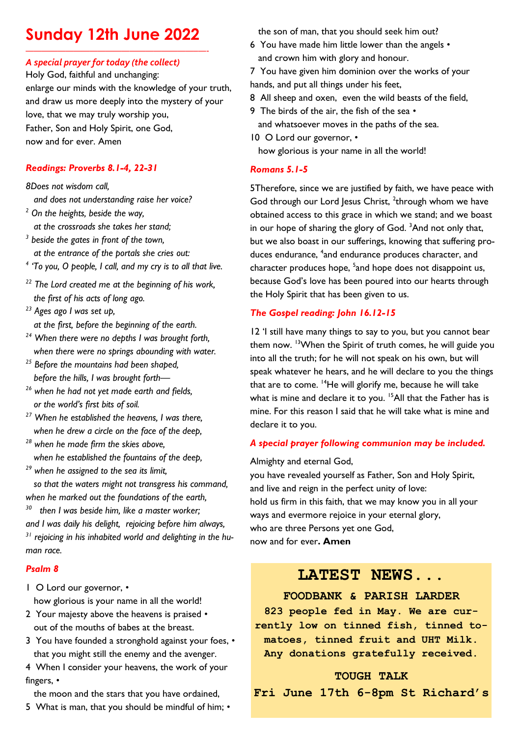# Sunday 12th June 2022

*A special prayer for today (the collect)*

Holy God, faithful and unchanging:
enlarge our minds with the knowledge of your truth,
and draw us more deeply into the mystery of your love, that we may truly worship you,
Father, Son and Holy Spirit, one God,
now and for ever. Amen

***Readings: Proverbs 8.1-4, 22-31***

*8Does not wisdom call,*
*and does not understanding raise her voice?*
*[2] On the heights, beside the way,*
*at the crossroads she takes her stand;*
*[3] beside the gates in front of the town,*
*at the entrance of the portals she cries out:*
*[4] 'To you, O people, I call, and my cry is to all that live.*

*[22] The Lord created me at the beginning of his work,*
*the first of his acts of long ago.*
*[23] Ages ago I was set up,*
*at the first, before the beginning of the earth.*
*[24] When there were no depths I was brought forth,*
*when there were no springs abounding with water.*
*[25] Before the mountains had been shaped,*
*before the hills, I was brought forth—*
*[26] when he had not yet made earth and fields,*
*or the world's first bits of soil.*
*[27] When he established the heavens, I was there,*
*when he drew a circle on the face of the deep,*
*[28] when he made firm the skies above,*
*when he established the fountains of the deep,*
*[29] when he assigned to the sea its limit,*
*so that the waters might not transgress his command,*
*when he marked out the foundations of the earth,*
*[30] then I was beside him, like a master worker;*
*and I was daily his delight, rejoicing before him always,*
*[31] rejoicing in his inhabited world and delighting in the human race.*

***Psalm 8***

1 O Lord our governor, •
how glorious is your name in all the world!
2 Your majesty above the heavens is praised •
out of the mouths of babes at the breast.
3 You have founded a stronghold against your foes, •
that you might still the enemy and the avenger.
4 When I consider your heavens, the work of your fingers, •
the moon and the stars that you have ordained,
5 What is man, that you should be mindful of him; •
the son of man, that you should seek him out?
6 You have made him little lower than the angels •
and crown him with glory and honour.
7 You have given him dominion over the works of your hands, and put all things under his feet,
8 All sheep and oxen, even the wild beasts of the field,
9 The birds of the air, the fish of the sea •
and whatsoever moves in the paths of the sea.
10 O Lord our governor, •
how glorious is your name in all the world!

***Romans 5.1-5***

5Therefore, since we are justified by faith, we have peace with God through our Lord Jesus Christ, [2]through whom we have obtained access to this grace in which we stand; and we boast in our hope of sharing the glory of God. [3]And not only that, but we also boast in our sufferings, knowing that suffering produces endurance, [4]and endurance produces character, and character produces hope, [5]and hope does not disappoint us, because God's love has been poured into our hearts through the Holy Spirit that has been given to us.

***The Gospel reading: John 16.12-15***

12 'I still have many things to say to you, but you cannot bear them now. [13]When the Spirit of truth comes, he will guide you into all the truth; for he will not speak on his own, but will speak whatever he hears, and he will declare to you the things that are to come. [14]He will glorify me, because he will take what is mine and declare it to you. [15]All that the Father has is mine. For this reason I said that he will take what is mine and declare it to you.

***A special prayer following communion may be included.***

Almighty and eternal God,
you have revealed yourself as Father, Son and Holy Spirit,
and live and reign in the perfect unity of love:
hold us firm in this faith, that we may know you in all your ways and evermore rejoice in your eternal glory,
who are three Persons yet one God,
now and for ever**. Amen**

## LATEST NEWS...

**FOODBANK & PARISH LARDER**

**823 people fed in May. We are currently low on tinned fish, tinned tomatoes, tinned fruit and UHT Milk. Any donations gratefully received.**

**TOUGH TALK**

**Fri June 17th 6-8pm St Richard's**